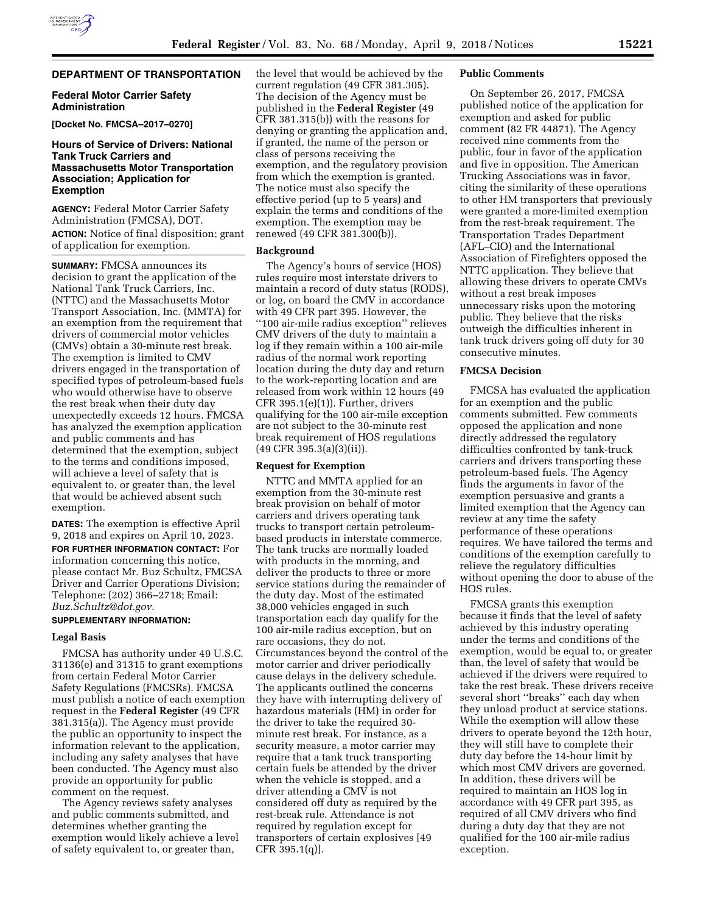## DEPARTMENT OF TRANSPORTATION

### Federal Motor Carrier Safety Administration

**[Docket No. FMCSA–2017–0270]**

### Hours of Service of Drivers: National Tank Truck Carriers and Massachusetts Motor Transportation Association; Application for Exemption

**AGENCY:** Federal Motor Carrier Safety Administration (FMCSA), DOT.

**ACTION:** Notice of final disposition; grant of application for exemption.

**SUMMARY:** FMCSA announces its decision to grant the application of the National Tank Truck Carriers, Inc. (NTTC) and the Massachusetts Motor Transport Association, Inc. (MMTA) for an exemption from the requirement that drivers of commercial motor vehicles (CMVs) obtain a 30-minute rest break. The exemption is limited to CMV drivers engaged in the transportation of specified types of petroleum-based fuels who would otherwise have to observe the rest break when their duty day unexpectedly exceeds 12 hours. FMCSA has analyzed the exemption application and public comments and has determined that the exemption, subject to the terms and conditions imposed, will achieve a level of safety that is equivalent to, or greater than, the level that would be achieved absent such exemption.

**DATES:** The exemption is effective April 9, 2018 and expires on April 10, 2023.

**FOR FURTHER INFORMATION CONTACT:** For information concerning this notice, please contact Mr. Buz Schultz, FMCSA Driver and Carrier Operations Division; Telephone: (202) 366–2718; Email: *Buz.Schultz@dot.gov.*

**SUPPLEMENTARY INFORMATION:**

#### Legal Basis

FMCSA has authority under 49 U.S.C. 31136(e) and 31315 to grant exemptions from certain Federal Motor Carrier Safety Regulations (FMCSRs). FMCSA must publish a notice of each exemption request in the **Federal Register** (49 CFR 381.315(a)). The Agency must provide the public an opportunity to inspect the information relevant to the application, including any safety analyses that have been conducted. The Agency must also provide an opportunity for public comment on the request.

The Agency reviews safety analyses and public comments submitted, and determines whether granting the exemption would likely achieve a level of safety equivalent to, or greater than, the level that would be achieved by the current regulation (49 CFR 381.305). The decision of the Agency must be published in the **Federal Register** (49 CFR 381.315(b)) with the reasons for denying or granting the application and, if granted, the name of the person or class of persons receiving the exemption, and the regulatory provision from which the exemption is granted. The notice must also specify the effective period (up to 5 years) and explain the terms and conditions of the exemption. The exemption may be renewed (49 CFR 381.300(b)).

#### Background

The Agency's hours of service (HOS) rules require most interstate drivers to maintain a record of duty status (RODS), or log, on board the CMV in accordance with 49 CFR part 395. However, the ''100 air-mile radius exception'' relieves CMV drivers of the duty to maintain a log if they remain within a 100 air-mile radius of the normal work reporting location during the duty day and return to the work-reporting location and are released from work within 12 hours (49 CFR 395.1(e)(1)). Further, drivers qualifying for the 100 air-mile exception are not subject to the 30-minute rest break requirement of HOS regulations (49 CFR 395.3(a)(3)(ii)).

#### Request for Exemption

NTTC and MMTA applied for an exemption from the 30-minute rest break provision on behalf of motor carriers and drivers operating tank trucks to transport certain petroleum-based products in interstate commerce. The tank trucks are normally loaded with products in the morning, and deliver the products to three or more service stations during the remainder of the duty day. Most of the estimated 38,000 vehicles engaged in such transportation each day qualify for the 100 air-mile radius exception, but on rare occasions, they do not. Circumstances beyond the control of the motor carrier and driver periodically cause delays in the delivery schedule. The applicants outlined the concerns they have with interrupting delivery of hazardous materials (HM) in order for the driver to take the required 30-minute rest break. For instance, as a security measure, a motor carrier may require that a tank truck transporting certain fuels be attended by the driver when the vehicle is stopped, and a driver attending a CMV is not considered off duty as required by the rest-break rule. Attendance is not required by regulation except for transporters of certain explosives [49 CFR 395.1(q)].

#### Public Comments

On September 26, 2017, FMCSA published notice of the application for exemption and asked for public comment (82 FR 44871). The Agency received nine comments from the public, four in favor of the application and five in opposition. The American Trucking Associations was in favor, citing the similarity of these operations to other HM transporters that previously were granted a more-limited exemption from the rest-break requirement. The Transportation Trades Department (AFL–CIO) and the International Association of Firefighters opposed the NTTC application. They believe that allowing these drivers to operate CMVs without a rest break imposes unnecessary risks upon the motoring public. They believe that the risks outweigh the difficulties inherent in tank truck drivers going off duty for 30 consecutive minutes.

#### FMCSA Decision

FMCSA has evaluated the application for an exemption and the public comments submitted. Few comments opposed the application and none directly addressed the regulatory difficulties confronted by tank-truck carriers and drivers transporting these petroleum-based fuels. The Agency finds the arguments in favor of the exemption persuasive and grants a limited exemption that the Agency can review at any time the safety performance of these operations requires. We have tailored the terms and conditions of the exemption carefully to relieve the regulatory difficulties without opening the door to abuse of the HOS rules.

FMCSA grants this exemption because it finds that the level of safety achieved by this industry operating under the terms and conditions of the exemption, would be equal to, or greater than, the level of safety that would be achieved if the drivers were required to take the rest break. These drivers receive several short ''breaks'' each day when they unload product at service stations. While the exemption will allow these drivers to operate beyond the 12th hour, they will still have to complete their duty day before the 14-hour limit by which most CMV drivers are governed. In addition, these drivers will be required to maintain an HOS log in accordance with 49 CFR part 395, as required of all CMV drivers who find during a duty day that they are not qualified for the 100 air-mile radius exception.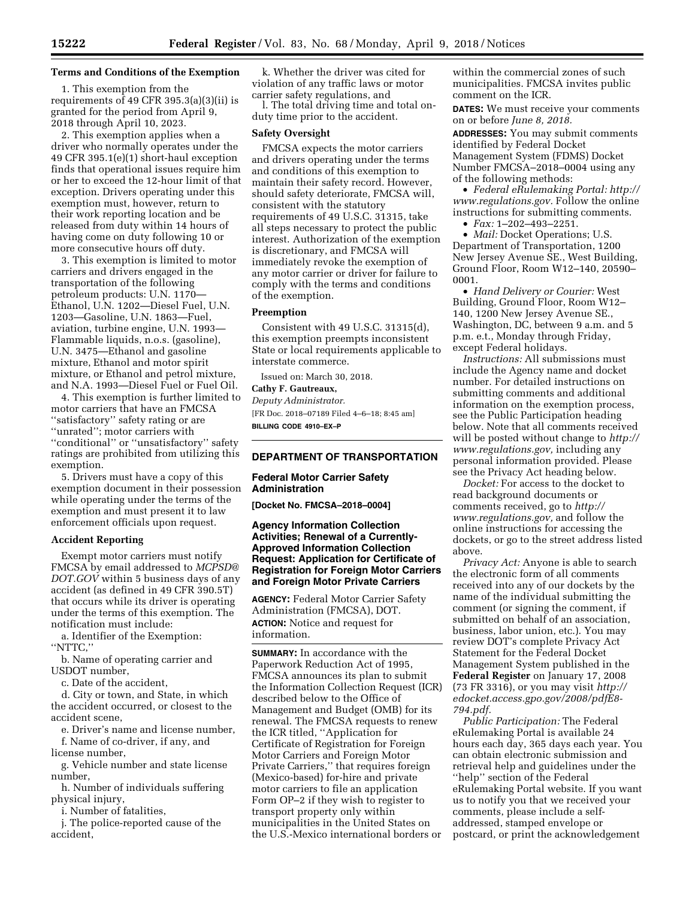**Terms and Conditions of the Exemption**

1. This exemption from the requirements of 49 CFR 395.3(a)(3)(ii) is granted for the period from April 9, 2018 through April 10, 2023.

2. This exemption applies when a driver who normally operates under the 49 CFR 395.1(e)(1) short-haul exception finds that operational issues require him or her to exceed the 12-hour limit of that exception. Drivers operating under this exemption must, however, return to their work reporting location and be released from duty within 14 hours of having come on duty following 10 or more consecutive hours off duty.

3. This exemption is limited to motor carriers and drivers engaged in the transportation of the following petroleum products: U.N. 1170—Ethanol, U.N. 1202—Diesel Fuel, U.N. 1203—Gasoline, U.N. 1863—Fuel, aviation, turbine engine, U.N. 1993—Flammable liquids, n.o.s. (gasoline), U.N. 3475—Ethanol and gasoline mixture, Ethanol and motor spirit mixture, or Ethanol and petrol mixture, and N.A. 1993—Diesel Fuel or Fuel Oil.

4. This exemption is further limited to motor carriers that have an FMCSA ''satisfactory'' safety rating or are ''unrated''; motor carriers with ''conditional'' or ''unsatisfactory'' safety ratings are prohibited from utilizing this exemption.

5. Drivers must have a copy of this exemption document in their possession while operating under the terms of the exemption and must present it to law enforcement officials upon request.

**Accident Reporting**

Exempt motor carriers must notify FMCSA by email addressed to *MCPSD@DOT.GOV* within 5 business days of any accident (as defined in 49 CFR 390.5T) that occurs while its driver is operating under the terms of this exemption. The notification must include:

a. Identifier of the Exemption: ''NTTC,''

b. Name of operating carrier and USDOT number,

c. Date of the accident,

d. City or town, and State, in which the accident occurred, or closest to the accident scene,

e. Driver's name and license number,

f. Name of co-driver, if any, and license number,

g. Vehicle number and state license number,

h. Number of individuals suffering physical injury,

i. Number of fatalities,

j. The police-reported cause of the accident,

k. Whether the driver was cited for violation of any traffic laws or motor carrier safety regulations, and

l. The total driving time and total on-duty time prior to the accident.

**Safety Oversight**

FMCSA expects the motor carriers and drivers operating under the terms and conditions of this exemption to maintain their safety record. However, should safety deteriorate, FMCSA will, consistent with the statutory requirements of 49 U.S.C. 31315, take all steps necessary to protect the public interest. Authorization of the exemption is discretionary, and FMCSA will immediately revoke the exemption of any motor carrier or driver for failure to comply with the terms and conditions of the exemption.

**Preemption**

Consistent with 49 U.S.C. 31315(d), this exemption preempts inconsistent State or local requirements applicable to interstate commerce.

Issued on: March 30, 2018.

**Cathy F. Gautreaux,**

*Deputy Administrator.*

[FR Doc. 2018–07189 Filed 4–6–18; 8:45 am]

**BILLING CODE 4910–EX–P**

---

## DEPARTMENT OF TRANSPORTATION

### Federal Motor Carrier Safety Administration

**[Docket No. FMCSA–2018–0004]**

### Agency Information Collection Activities; Renewal of a Currently-Approved Information Collection Request: Application for Certificate of Registration for Foreign Motor Carriers and Foreign Motor Private Carriers

**AGENCY:** Federal Motor Carrier Safety Administration (FMCSA), DOT.

**ACTION:** Notice and request for information.

**SUMMARY:** In accordance with the Paperwork Reduction Act of 1995, FMCSA announces its plan to submit the Information Collection Request (ICR) described below to the Office of Management and Budget (OMB) for its renewal. The FMCSA requests to renew the ICR titled, ''Application for Certificate of Registration for Foreign Motor Carriers and Foreign Motor Private Carriers,'' that requires foreign (Mexico-based) for-hire and private motor carriers to file an application Form OP–2 if they wish to register to transport property only within municipalities in the United States on the U.S.-Mexico international borders or within the commercial zones of such municipalities. FMCSA invites public comment on the ICR.

**DATES:** We must receive your comments on or before *June 8, 2018.*

**ADDRESSES:** You may submit comments identified by Federal Docket Management System (FDMS) Docket Number FMCSA–2018–0004 using any of the following methods:

- *Federal eRulemaking Portal: http://www.regulations.gov.* Follow the online instructions for submitting comments.
- *Fax:* 1–202–493–2251.
- *Mail:* Docket Operations; U.S. Department of Transportation, 1200 New Jersey Avenue SE., West Building, Ground Floor, Room W12–140, 20590–0001.
- *Hand Delivery or Courier:* West Building, Ground Floor, Room W12–140, 1200 New Jersey Avenue SE., Washington, DC, between 9 a.m. and 5 p.m. e.t., Monday through Friday, except Federal holidays.

*Instructions:* All submissions must include the Agency name and docket number. For detailed instructions on submitting comments and additional information on the exemption process, see the Public Participation heading below. Note that all comments received will be posted without change to *http://www.regulations.gov,* including any personal information provided. Please see the Privacy Act heading below.

*Docket:* For access to the docket to read background documents or comments received, go to *http://www.regulations.gov,* and follow the online instructions for accessing the dockets, or go to the street address listed above.

*Privacy Act:* Anyone is able to search the electronic form of all comments received into any of our dockets by the name of the individual submitting the comment (or signing the comment, if submitted on behalf of an association, business, labor union, etc.). You may review DOT's complete Privacy Act Statement for the Federal Docket Management System published in the **Federal Register** on January 17, 2008 (73 FR 3316), or you may visit *http://edocket.access.gpo.gov/2008/pdfE8-794.pdf.*

*Public Participation:* The Federal eRulemaking Portal is available 24 hours each day, 365 days each year. You can obtain electronic submission and retrieval help and guidelines under the ''help'' section of the Federal eRulemaking Portal website. If you want us to notify you that we received your comments, please include a self-addressed, stamped envelope or postcard, or print the acknowledgement